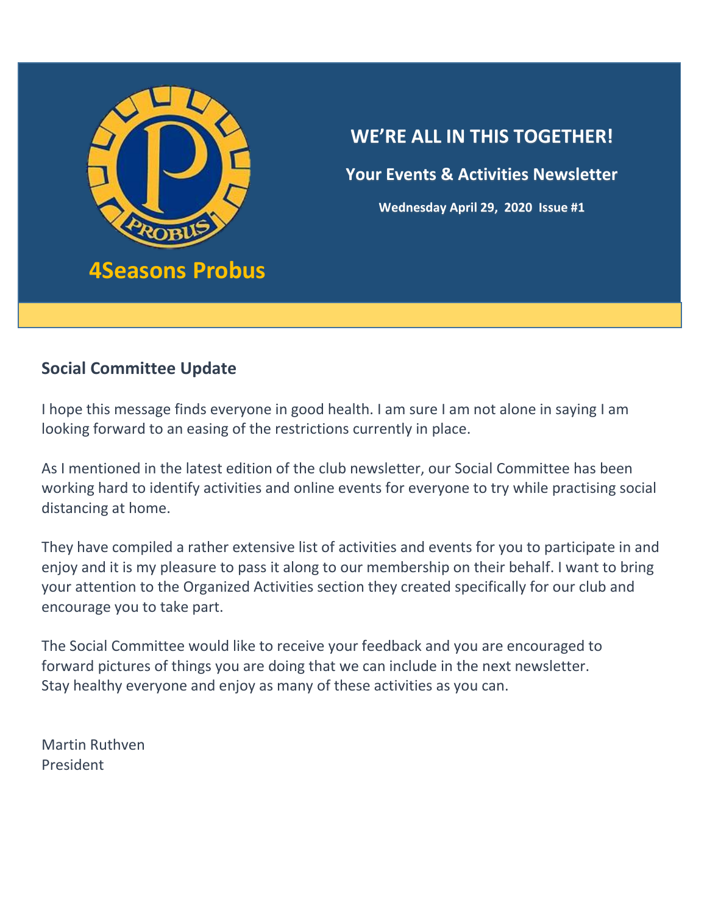4Seasons Probus

# WE'RE ALL IN THIS TOGETHER!

## Your Events & Activities Newsletter

**Wednesday April 29, 2020 Issue #1**

## Social Committee Update

I hope this message finds everyone in good health. I am sure I am not alone in saying I am looking forward to an easing of the restrictions currently in place.

As I mentioned in the latest edition of the club newsletter, our Social Committee has been working hard to identify activities and online events for everyone to try while practising social distancing at home.

They have compiled a rather extensive list of activities and events for you to participate in and enjoy and it is my pleasure to pass it along to our membership on their behalf. I want to bring your attention to the Organized Activities section they created specifically for our club and encourage you to take part.

The Social Committee would like to receive your feedback and you are encouraged to forward pictures of things you are doing that we can include in the next newsletter.
Stay healthy everyone and enjoy as many of these activities as you can.

Martin Ruthven
President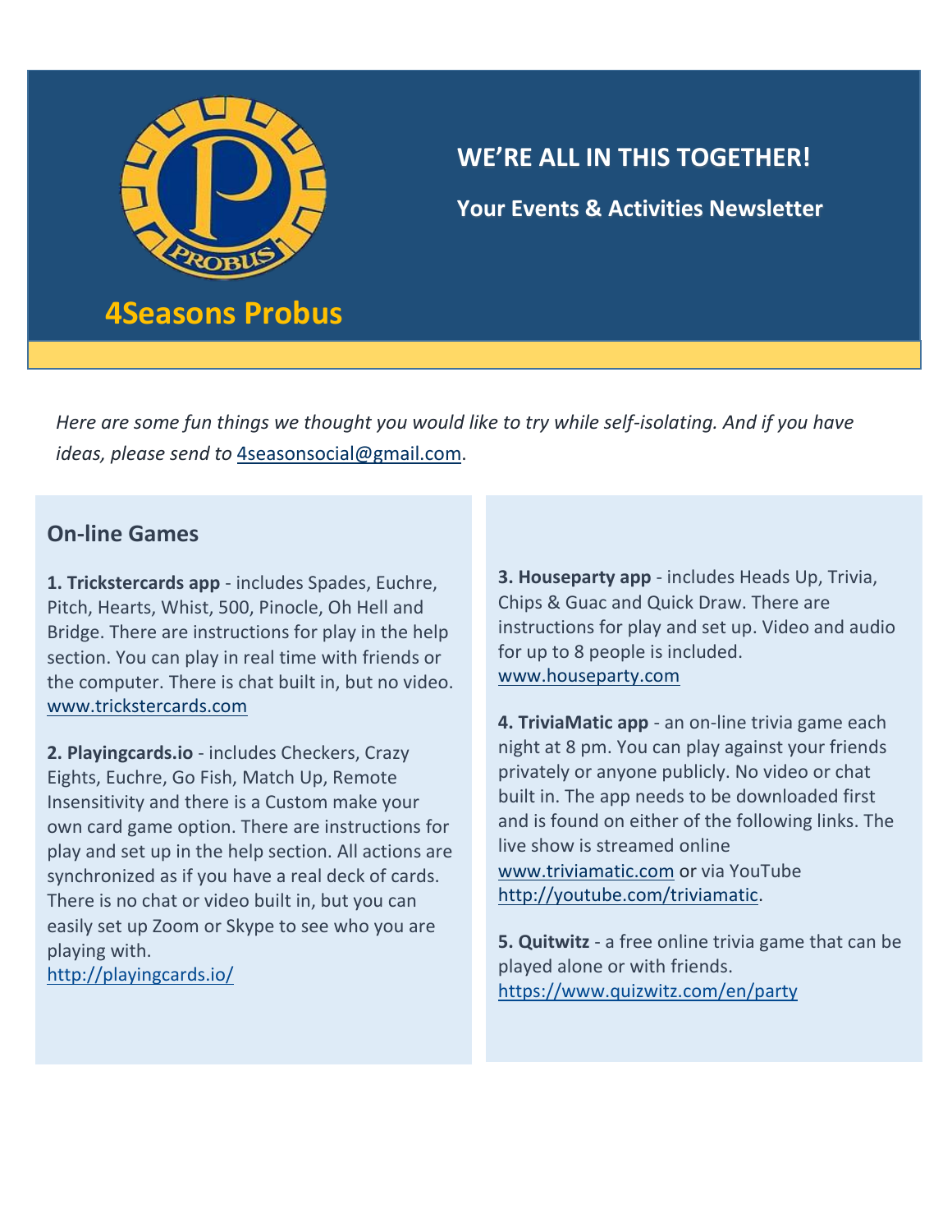# WE'RE ALL IN THIS TOGETHER!

**Your Events & Activities Newsletter**

## 4Seasons Probus

*Here are some fun things we thought you would like to try while self-isolating. And if you have ideas, please send to* 4seasonsocial@gmail.com.

## On-line Games

**1. Trickstercards app** - includes Spades, Euchre, Pitch, Hearts, Whist, 500, Pinocle, Oh Hell and Bridge. There are instructions for play in the help section. You can play in real time with friends or the computer. There is chat built in, but no video. www.trickstercards.com

**2. Playingcards.io** - includes Checkers, Crazy Eights, Euchre, Go Fish, Match Up, Remote Insensitivity and there is a Custom make your own card game option. There are instructions for play and set up in the help section. All actions are synchronized as if you have a real deck of cards. There is no chat or video built in, but you can easily set up Zoom or Skype to see who you are playing with.
http://playingcards.io/

**3. Houseparty app** - includes Heads Up, Trivia, Chips & Guac and Quick Draw. There are instructions for play and set up. Video and audio for up to 8 people is included.
www.houseparty.com

**4. TriviaMatic app** - an on-line trivia game each night at 8 pm. You can play against your friends privately or anyone publicly. No video or chat built in. The app needs to be downloaded first and is found on either of the following links. The live show is streamed online www.triviamatic.com or via YouTube http://youtube.com/triviamatic.

**5. Quitwitz** - a free online trivia game that can be played alone or with friends.
https://www.quizwitz.com/en/party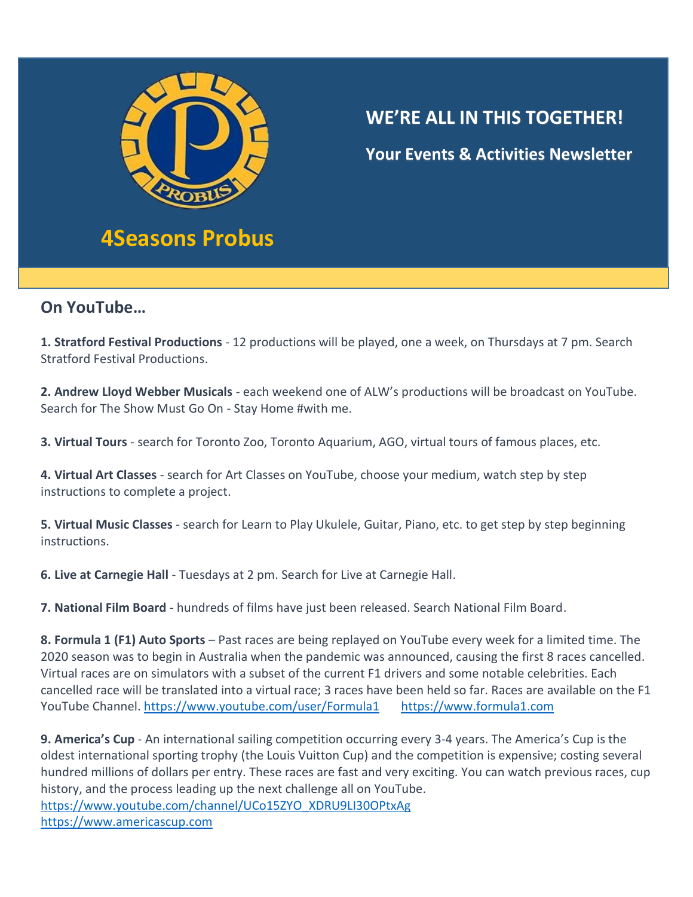4Seasons Probus

## WE'RE ALL IN THIS TOGETHER!

### Your Events & Activities Newsletter

## On YouTube…

**1. Stratford Festival Productions** - 12 productions will be played, one a week, on Thursdays at 7 pm. Search Stratford Festival Productions.

**2. Andrew Lloyd Webber Musicals** - each weekend one of ALW's productions will be broadcast on YouTube. Search for The Show Must Go On - Stay Home #with me.

**3. Virtual Tours** - search for Toronto Zoo, Toronto Aquarium, AGO, virtual tours of famous places, etc.

**4. Virtual Art Classes** - search for Art Classes on YouTube, choose your medium, watch step by step instructions to complete a project.

**5. Virtual Music Classes** - search for Learn to Play Ukulele, Guitar, Piano, etc. to get step by step beginning instructions.

**6. Live at Carnegie Hall** - Tuesdays at 2 pm. Search for Live at Carnegie Hall.

**7. National Film Board** - hundreds of films have just been released. Search National Film Board.

**8. Formula 1 (F1) Auto Sports** – Past races are being replayed on YouTube every week for a limited time. The 2020 season was to begin in Australia when the pandemic was announced, causing the first 8 races cancelled. Virtual races are on simulators with a subset of the current F1 drivers and some notable celebrities. Each cancelled race will be translated into a virtual race; 3 races have been held so far. Races are available on the F1 YouTube Channel. https://www.youtube.com/user/Formula1 https://www.formula1.com

**9. America's Cup** - An international sailing competition occurring every 3-4 years. The America's Cup is the oldest international sporting trophy (the Louis Vuitton Cup) and the competition is expensive; costing several hundred millions of dollars per entry. These races are fast and very exciting. You can watch previous races, cup history, and the process leading up the next challenge all on YouTube.
https://www.youtube.com/channel/UCo15ZYO_XDRU9LI30OPtxAg
https://www.americascup.com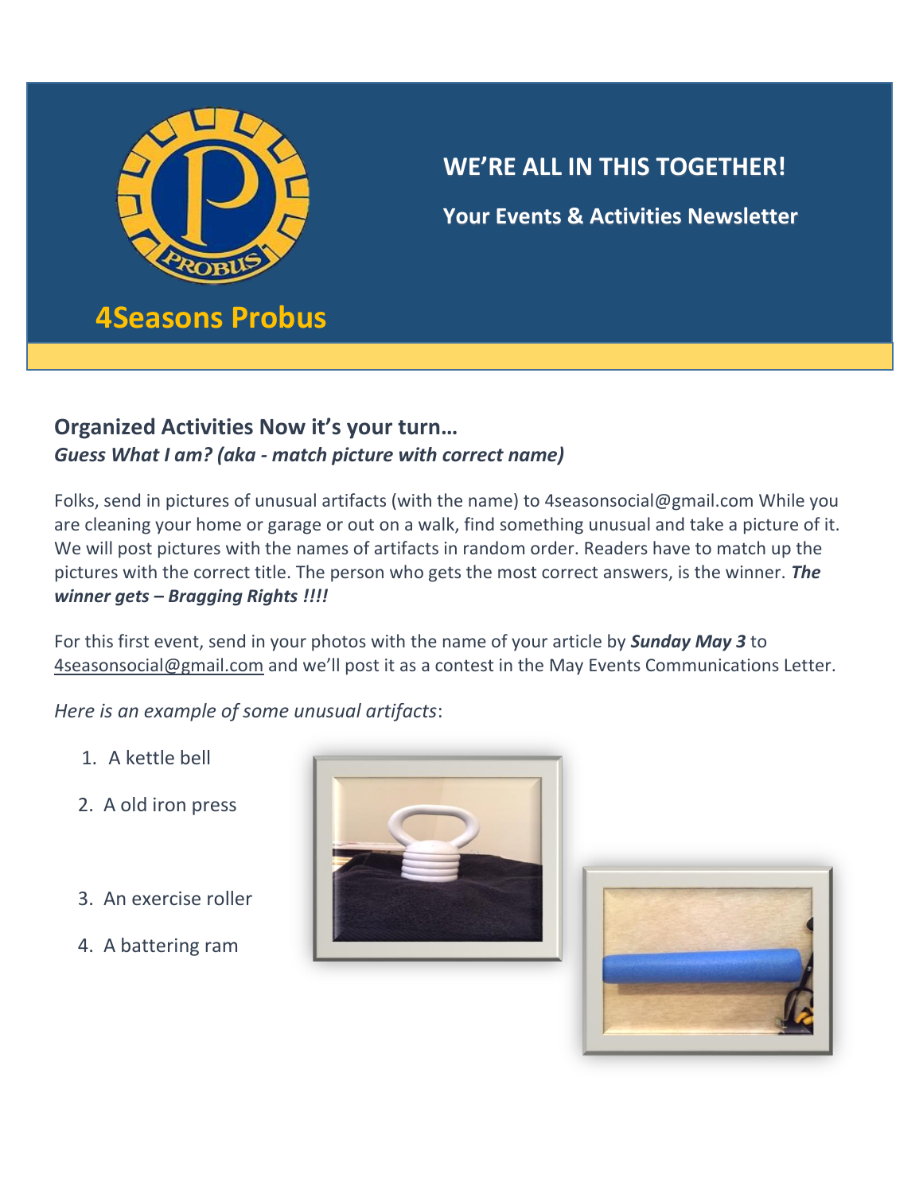# 4Seasons Probus

## WE'RE ALL IN THIS TOGETHER!

**Your Events & Activities Newsletter**

### Organized Activities Now it's your turn…

***Guess What I am? (aka - match picture with correct name)***

Folks, send in pictures of unusual artifacts (with the name) to 4seasonsocial@gmail.com While you are cleaning your home or garage or out on a walk, find something unusual and take a picture of it. We will post pictures with the names of artifacts in random order. Readers have to match up the pictures with the correct title. The person who gets the most correct answers, is the winner. ***The winner gets – Bragging Rights !!!!***

For this first event, send in your photos with the name of your article by ***Sunday May 3*** to 4seasonsocial@gmail.com and we'll post it as a contest in the May Events Communications Letter.

*Here is an example of some unusual artifacts*:

1. A kettle bell
2. A old iron press
3. An exercise roller
4. A battering ram